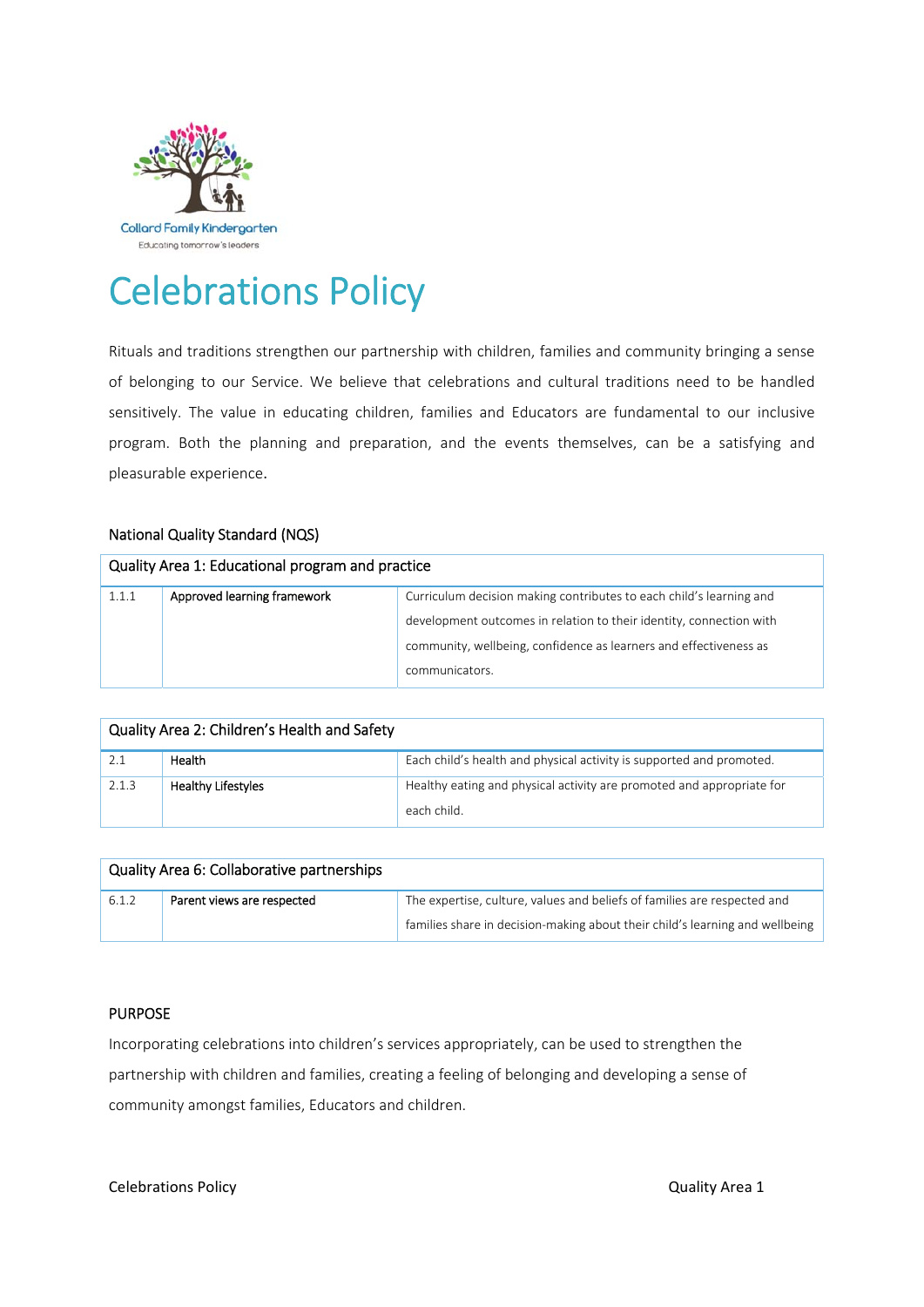Collard Family Kindergarten

Educating tomorrow's leaders

# Celebrations Policy

Rituals and traditions strengthen our partnership with children, families and community bringing a sense of belonging to our Service. We believe that celebrations and cultural traditions need to be handled sensitively. The value in educating children, families and Educators are fundamental to our inclusive program. Both the planning and preparation, and the events themselves, can be a satisfying and pleasurable experience.

National Quality Standard (NQS)

| Quality Area 1: Educational program and practice | | |
|---|---|---|
| 1.1.1 | Approved learning framework | Curriculum decision making contributes to each child's learning and development outcomes in relation to their identity, connection with community, wellbeing, confidence as learners and effectiveness as communicators. |

| Quality Area 2: Children's Health and Safety | | |
|---|---|---|
| 2.1 | Health | Each child's health and physical activity is supported and promoted. |
| 2.1.3 | Healthy Lifestyles | Healthy eating and physical activity are promoted and appropriate for each child. |

| Quality Area 6: Collaborative partnerships | | |
|---|---|---|
| 6.1.2 | Parent views are respected | The expertise, culture, values and beliefs of families are respected and families share in decision-making about their child's learning and wellbeing |

## PURPOSE

Incorporating celebrations into children's services appropriately, can be used to strengthen the partnership with children and families, creating a feeling of belonging and developing a sense of community amongst families, Educators and children.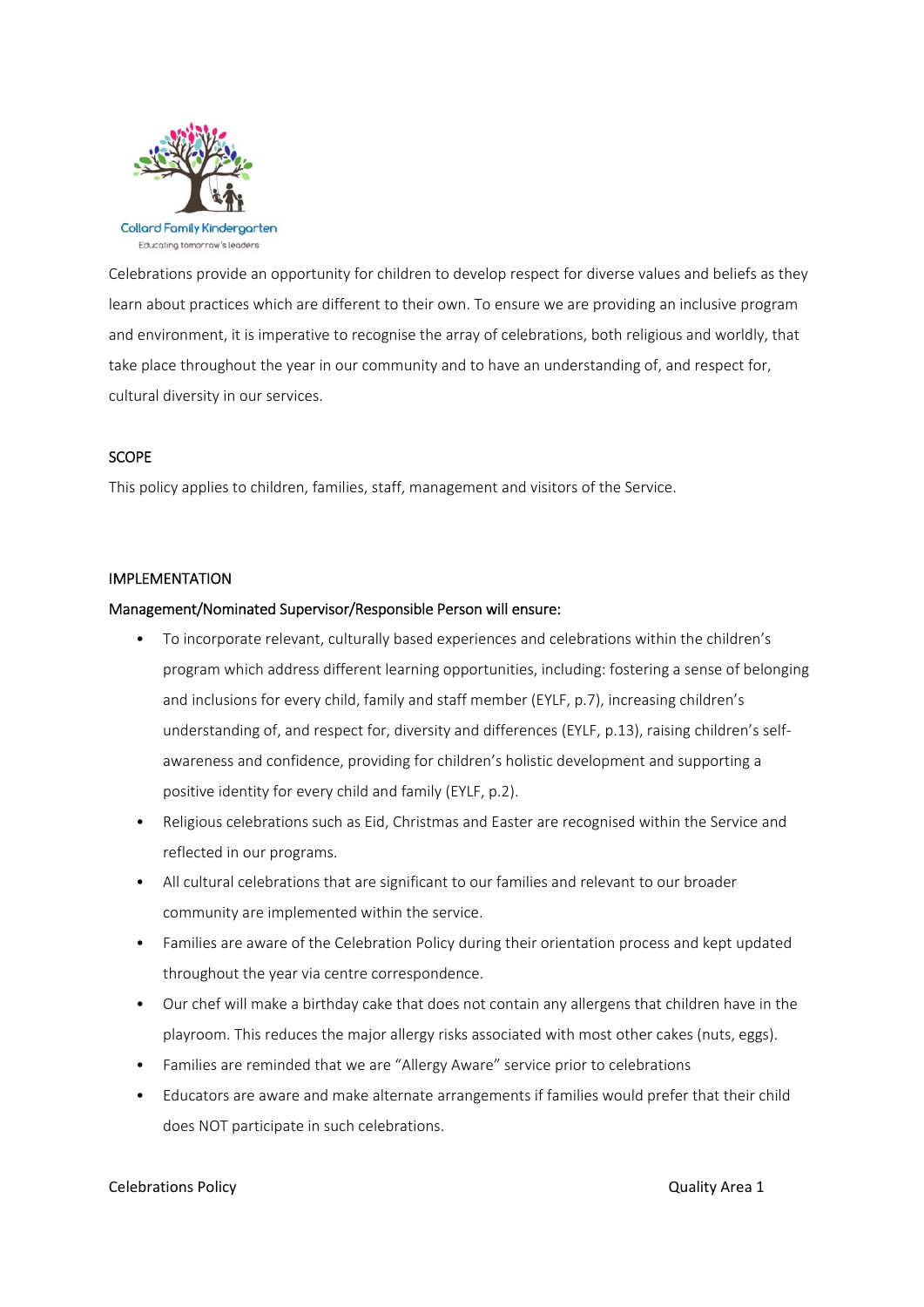Collard Family Kindergarten
Educating tomorrow's leaders

Celebrations provide an opportunity for children to develop respect for diverse values and beliefs as they learn about practices which are different to their own. To ensure we are providing an inclusive program and environment, it is imperative to recognise the array of celebrations, both religious and worldly, that take place throughout the year in our community and to have an understanding of, and respect for, cultural diversity in our services.

## SCOPE

This policy applies to children, families, staff, management and visitors of the Service.

## IMPLEMENTATION

### Management/Nominated Supervisor/Responsible Person will ensure:

- To incorporate relevant, culturally based experiences and celebrations within the children's program which address different learning opportunities, including: fostering a sense of belonging and inclusions for every child, family and staff member (EYLF, p.7), increasing children's understanding of, and respect for, diversity and differences (EYLF, p.13), raising children's self-awareness and confidence, providing for children's holistic development and supporting a positive identity for every child and family (EYLF, p.2).
- Religious celebrations such as Eid, Christmas and Easter are recognised within the Service and reflected in our programs.
- All cultural celebrations that are significant to our families and relevant to our broader community are implemented within the service.
- Families are aware of the Celebration Policy during their orientation process and kept updated throughout the year via centre correspondence.
- Our chef will make a birthday cake that does not contain any allergens that children have in the playroom. This reduces the major allergy risks associated with most other cakes (nuts, eggs).
- Families are reminded that we are "Allergy Aware" service prior to celebrations
- Educators are aware and make alternate arrangements if families would prefer that their child does NOT participate in such celebrations.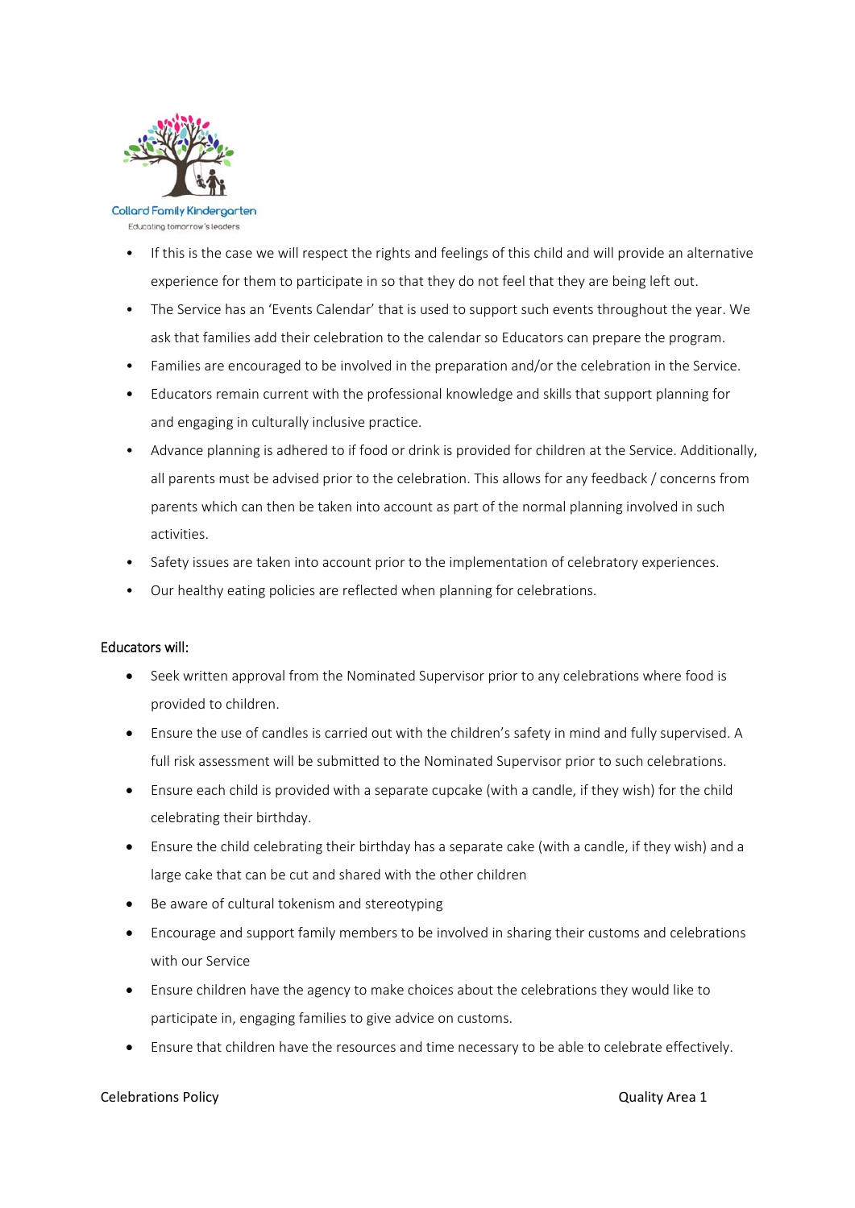- If this is the case we will respect the rights and feelings of this child and will provide an alternative experience for them to participate in so that they do not feel that they are being left out.
- The Service has an 'Events Calendar' that is used to support such events throughout the year. We ask that families add their celebration to the calendar so Educators can prepare the program.
- Families are encouraged to be involved in the preparation and/or the celebration in the Service.
- Educators remain current with the professional knowledge and skills that support planning for and engaging in culturally inclusive practice.
- Advance planning is adhered to if food or drink is provided for children at the Service. Additionally, all parents must be advised prior to the celebration. This allows for any feedback / concerns from parents which can then be taken into account as part of the normal planning involved in such activities.
- Safety issues are taken into account prior to the implementation of celebratory experiences.
- Our healthy eating policies are reflected when planning for celebrations.

Educators will:

- Seek written approval from the Nominated Supervisor prior to any celebrations where food is provided to children.
- Ensure the use of candles is carried out with the children's safety in mind and fully supervised. A full risk assessment will be submitted to the Nominated Supervisor prior to such celebrations.
- Ensure each child is provided with a separate cupcake (with a candle, if they wish) for the child celebrating their birthday.
- Ensure the child celebrating their birthday has a separate cake (with a candle, if they wish) and a large cake that can be cut and shared with the other children
- Be aware of cultural tokenism and stereotyping
- Encourage and support family members to be involved in sharing their customs and celebrations with our Service
- Ensure children have the agency to make choices about the celebrations they would like to participate in, engaging families to give advice on customs.
- Ensure that children have the resources and time necessary to be able to celebrate effectively.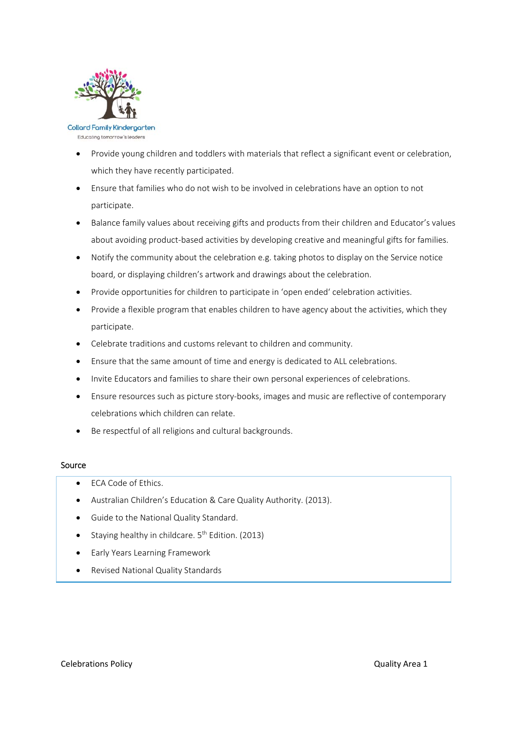- Provide young children and toddlers with materials that reflect a significant event or celebration, which they have recently participated.
- Ensure that families who do not wish to be involved in celebrations have an option to not participate.
- Balance family values about receiving gifts and products from their children and Educator's values about avoiding product-based activities by developing creative and meaningful gifts for families.
- Notify the community about the celebration e.g. taking photos to display on the Service notice board, or displaying children's artwork and drawings about the celebration.
- Provide opportunities for children to participate in 'open ended' celebration activities.
- Provide a flexible program that enables children to have agency about the activities, which they participate.
- Celebrate traditions and customs relevant to children and community.
- Ensure that the same amount of time and energy is dedicated to ALL celebrations.
- Invite Educators and families to share their own personal experiences of celebrations.
- Ensure resources such as picture story-books, images and music are reflective of contemporary celebrations which children can relate.
- Be respectful of all religions and cultural backgrounds.

## Source

- ECA Code of Ethics.
- Australian Children's Education & Care Quality Authority. (2013).
- Guide to the National Quality Standard.
- Staying healthy in childcare. 5th Edition. (2013)
- Early Years Learning Framework
- Revised National Quality Standards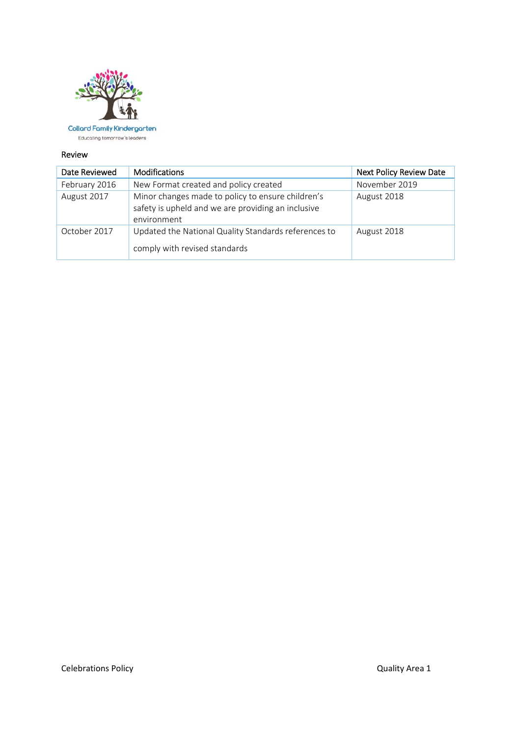Review

| Date Reviewed | Modifications | Next Policy Review Date |
| --- | --- | --- |
| February 2016 | New Format created and policy created | November 2019 |
| August 2017 | Minor changes made to policy to ensure children's safety is upheld and we are providing an inclusive environment | August 2018 |
| October 2017 | Updated the National Quality Standards references to comply with revised standards | August 2018 |